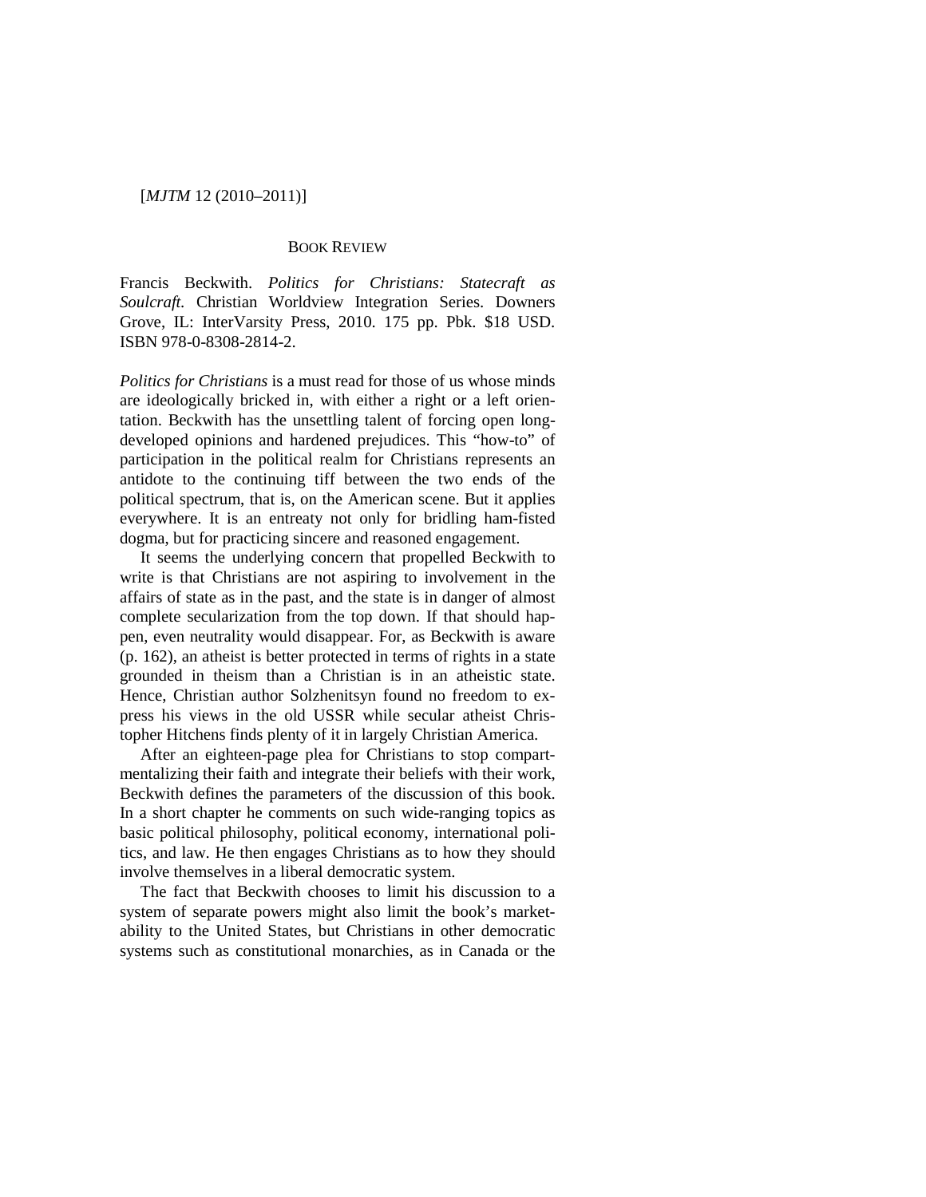BOOK REVIEW

Francis Beckwith. *Politics for Christians: Statecraft as Soulcraft.* Christian Worldview Integration Series. Downers Grove, IL: InterVarsity Press, 2010. 175 pp. Pbk. $18 USD. ISBN 978-0-8308-2814-2.

*Politics for Christians* is a must read for those of us whose minds are ideologically bricked in, with either a right or a left orientation. Beckwith has the unsettling talent of forcing open long-developed opinions and hardened prejudices. This "how-to" of participation in the political realm for Christians represents an antidote to the continuing tiff between the two ends of the political spectrum, that is, on the American scene. But it applies everywhere. It is an entreaty not only for bridling ham-fisted dogma, but for practicing sincere and reasoned engagement.

It seems the underlying concern that propelled Beckwith to write is that Christians are not aspiring to involvement in the affairs of state as in the past, and the state is in danger of almost complete secularization from the top down. If that should happen, even neutrality would disappear. For, as Beckwith is aware (p. 162), an atheist is better protected in terms of rights in a state grounded in theism than a Christian is in an atheistic state. Hence, Christian author Solzhenitsyn found no freedom to express his views in the old USSR while secular atheist Christopher Hitchens finds plenty of it in largely Christian America.

After an eighteen-page plea for Christians to stop compartmentalizing their faith and integrate their beliefs with their work, Beckwith defines the parameters of the discussion of this book. In a short chapter he comments on such wide-ranging topics as basic political philosophy, political economy, international politics, and law. He then engages Christians as to how they should involve themselves in a liberal democratic system.

The fact that Beckwith chooses to limit his discussion to a system of separate powers might also limit the book's marketability to the United States, but Christians in other democratic systems such as constitutional monarchies, as in Canada or the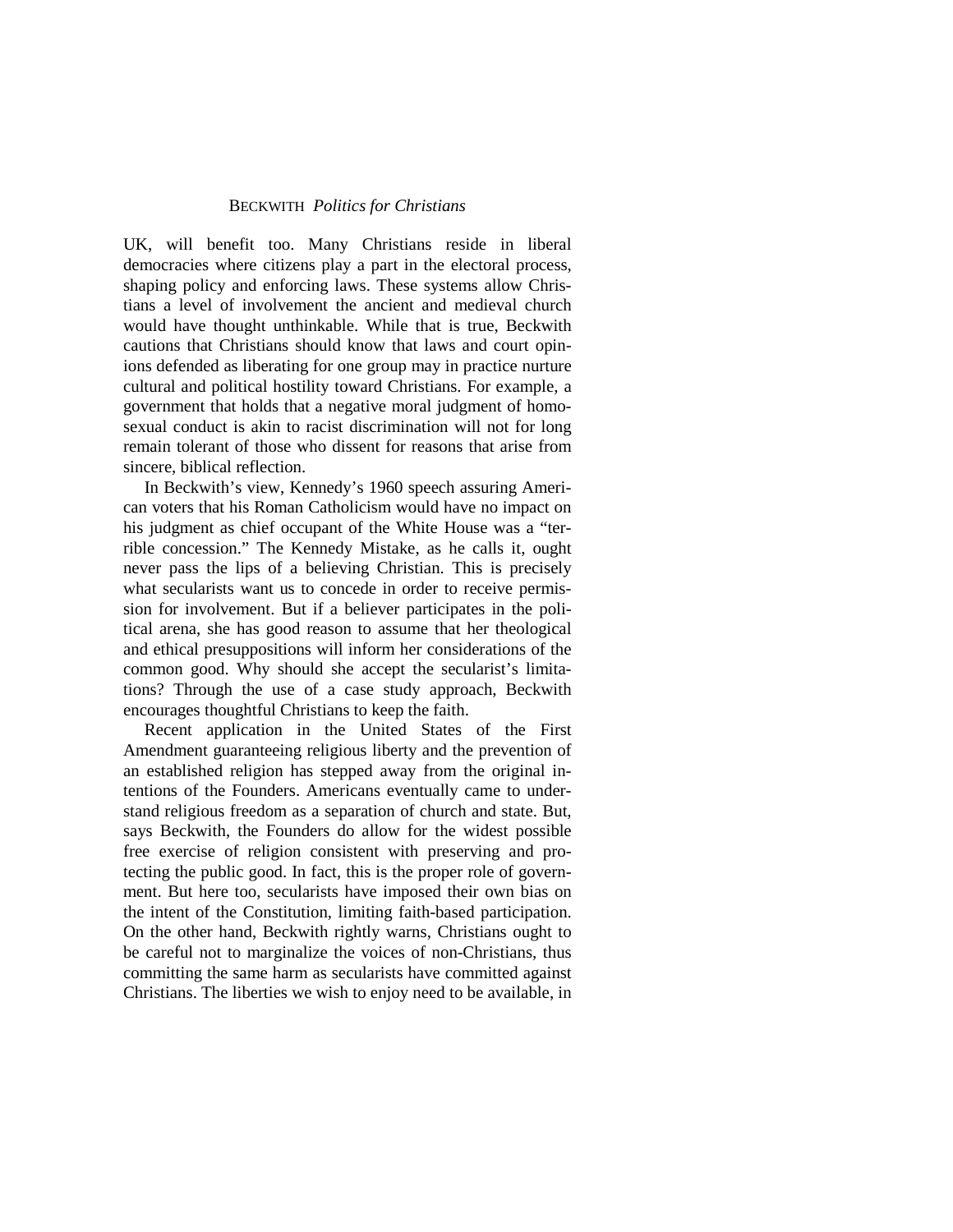UK, will benefit too. Many Christians reside in liberal democracies where citizens play a part in the electoral process, shaping policy and enforcing laws. These systems allow Christians a level of involvement the ancient and medieval church would have thought unthinkable. While that is true, Beckwith cautions that Christians should know that laws and court opinions defended as liberating for one group may in practice nurture cultural and political hostility toward Christians. For example, a government that holds that a negative moral judgment of homosexual conduct is akin to racist discrimination will not for long remain tolerant of those who dissent for reasons that arise from sincere, biblical reflection.

In Beckwith's view, Kennedy's 1960 speech assuring American voters that his Roman Catholicism would have no impact on his judgment as chief occupant of the White House was a "terrible concession." The Kennedy Mistake, as he calls it, ought never pass the lips of a believing Christian. This is precisely what secularists want us to concede in order to receive permission for involvement. But if a believer participates in the political arena, she has good reason to assume that her theological and ethical presuppositions will inform her considerations of the common good. Why should she accept the secularist's limitations? Through the use of a case study approach, Beckwith encourages thoughtful Christians to keep the faith.

Recent application in the United States of the First Amendment guaranteeing religious liberty and the prevention of an established religion has stepped away from the original intentions of the Founders. Americans eventually came to understand religious freedom as a separation of church and state. But, says Beckwith, the Founders do allow for the widest possible free exercise of religion consistent with preserving and protecting the public good. In fact, this is the proper role of government. But here too, secularists have imposed their own bias on the intent of the Constitution, limiting faith-based participation. On the other hand, Beckwith rightly warns, Christians ought to be careful not to marginalize the voices of non-Christians, thus committing the same harm as secularists have committed against Christians. The liberties we wish to enjoy need to be available, in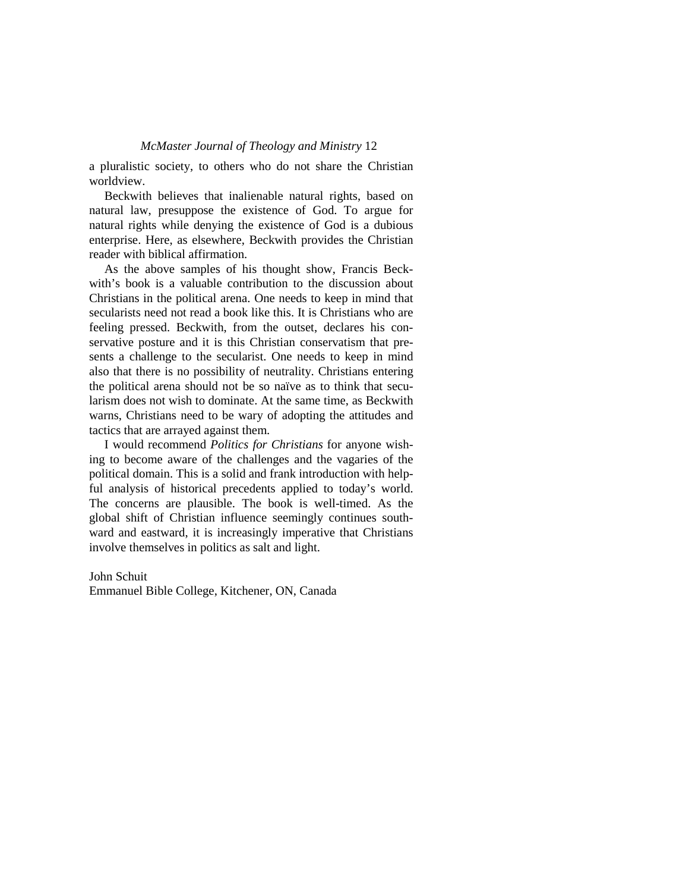a pluralistic society, to others who do not share the Christian worldview.

Beckwith believes that inalienable natural rights, based on natural law, presuppose the existence of God. To argue for natural rights while denying the existence of God is a dubious enterprise. Here, as elsewhere, Beckwith provides the Christian reader with biblical affirmation.

As the above samples of his thought show, Francis Beckwith's book is a valuable contribution to the discussion about Christians in the political arena. One needs to keep in mind that secularists need not read a book like this. It is Christians who are feeling pressed. Beckwith, from the outset, declares his conservative posture and it is this Christian conservatism that presents a challenge to the secularist. One needs to keep in mind also that there is no possibility of neutrality. Christians entering the political arena should not be so naïve as to think that secularism does not wish to dominate. At the same time, as Beckwith warns, Christians need to be wary of adopting the attitudes and tactics that are arrayed against them.

I would recommend *Politics for Christians* for anyone wishing to become aware of the challenges and the vagaries of the political domain. This is a solid and frank introduction with helpful analysis of historical precedents applied to today's world. The concerns are plausible. The book is well-timed. As the global shift of Christian influence seemingly continues southward and eastward, it is increasingly imperative that Christians involve themselves in politics as salt and light.

John Schuit
Emmanuel Bible College, Kitchener, ON, Canada